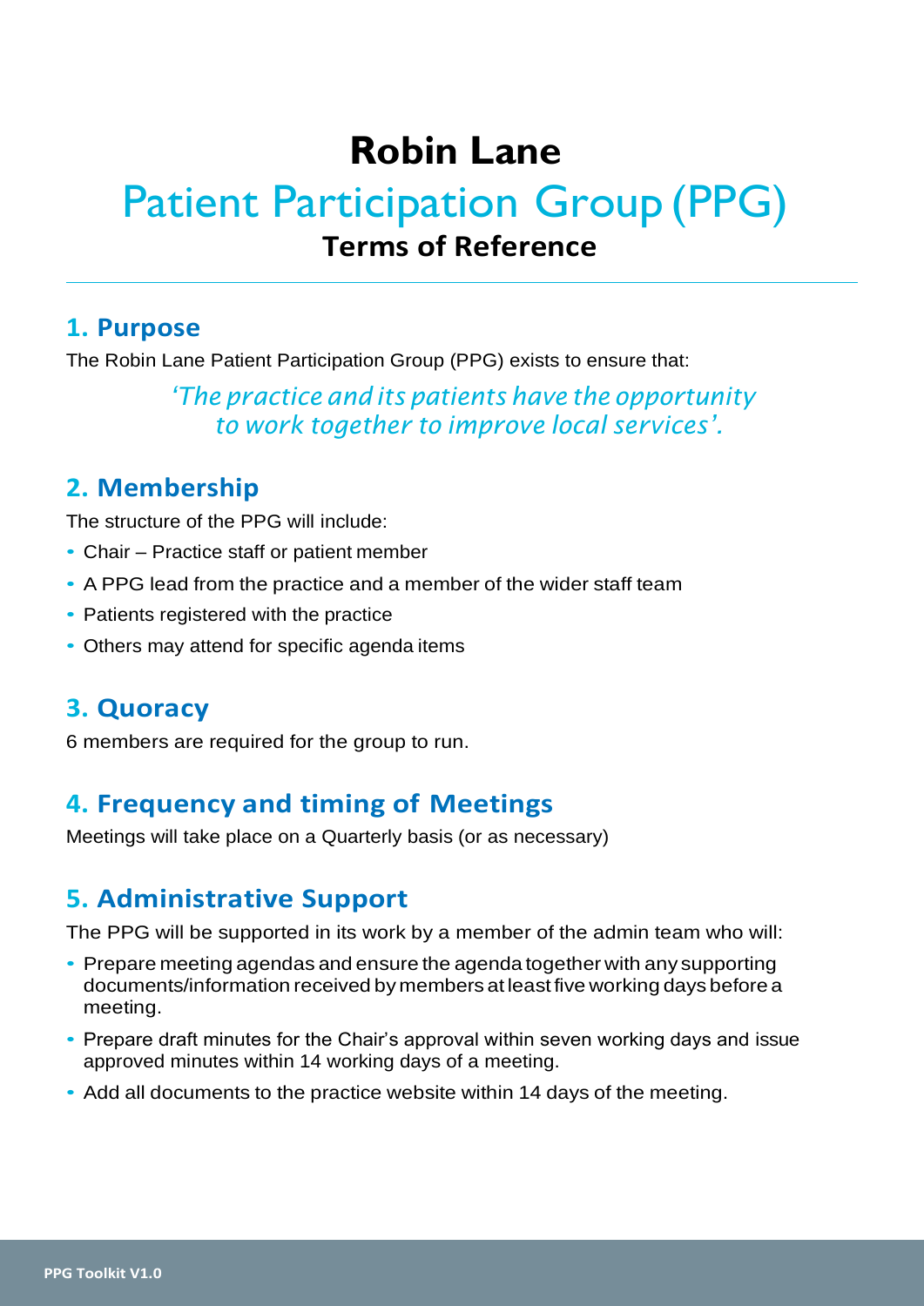# Robin Lane

## Patient Participation Group (PPG)

### Terms of Reference

## 1. Purpose

The Robin Lane Patient Participation Group (PPG) exists to ensure that:

> *'The practice and its patients have the opportunity to work together to improve local services'.*

## 2. Membership

The structure of the PPG will include:

- Chair – Practice staff or patient member
- A PPG lead from the practice and a member of the wider staff team
- Patients registered with the practice
- Others may attend for specific agenda items

## 3. Quoracy

6 members are required for the group to run.

## 4. Frequency and timing of Meetings

Meetings will take place on a Quarterly basis (or as necessary)

## 5. Administrative Support

The PPG will be supported in its work by a member of the admin team who will:

- Prepare meeting agendas and ensure the agenda together with any supporting documents/information received by members at least five working days before a meeting.
- Prepare draft minutes for the Chair's approval within seven working days and issue approved minutes within 14 working days of a meeting.
- Add all documents to the practice website within 14 days of the meeting.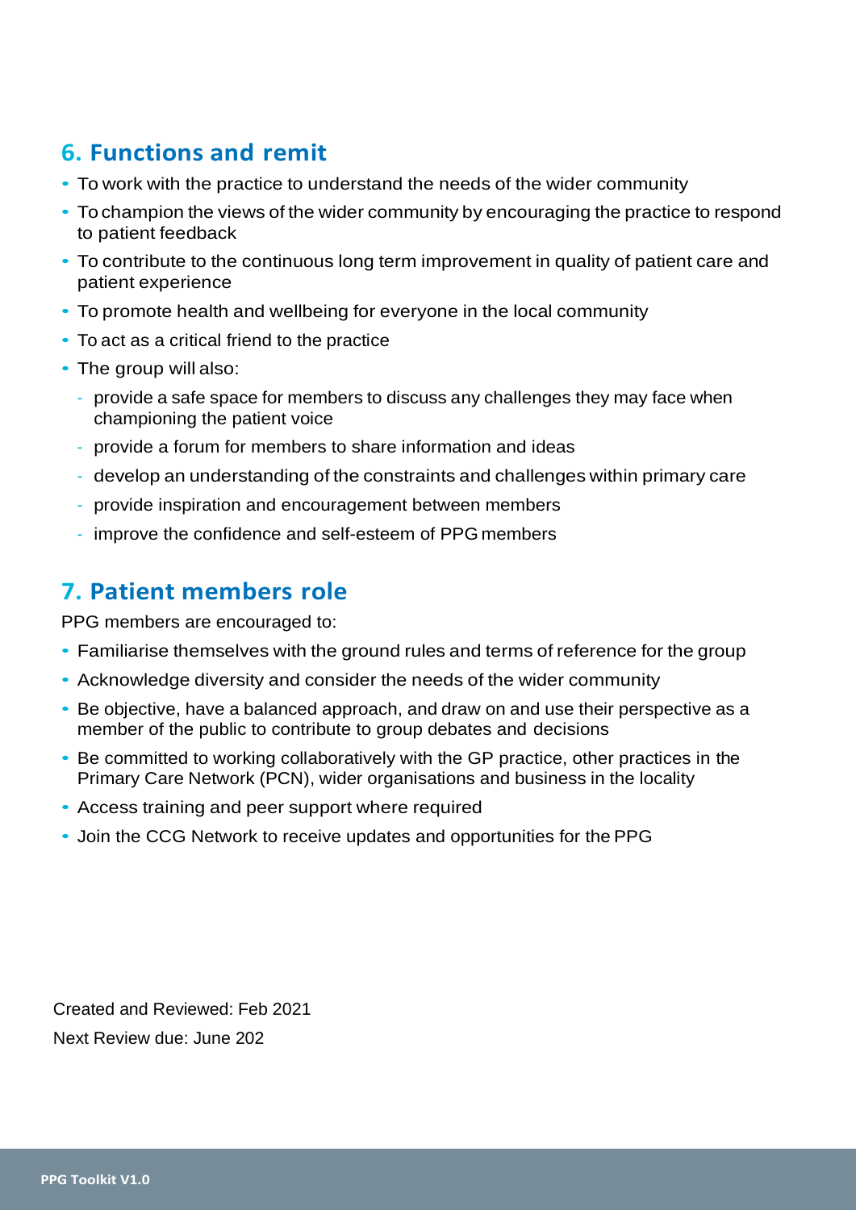## 6. Functions and remit

- To work with the practice to understand the needs of the wider community
- To champion the views of the wider community by encouraging the practice to respond to patient feedback
- To contribute to the continuous long term improvement in quality of patient care and patient experience
- To promote health and wellbeing for everyone in the local community
- To act as a critical friend to the practice
- The group will also:
  - provide a safe space for members to discuss any challenges they may face when championing the patient voice
  - provide a forum for members to share information and ideas
  - develop an understanding of the constraints and challenges within primary care
  - provide inspiration and encouragement between members
  - improve the confidence and self-esteem of PPG members

## 7. Patient members role

PPG members are encouraged to:

- Familiarise themselves with the ground rules and terms of reference for the group
- Acknowledge diversity and consider the needs of the wider community
- Be objective, have a balanced approach, and draw on and use their perspective as a member of the public to contribute to group debates and decisions
- Be committed to working collaboratively with the GP practice, other practices in the Primary Care Network (PCN), wider organisations and business in the locality
- Access training and peer support where required
- Join the CCG Network to receive updates and opportunities for the PPG

Created and Reviewed: Feb 2021

Next Review due: June 202